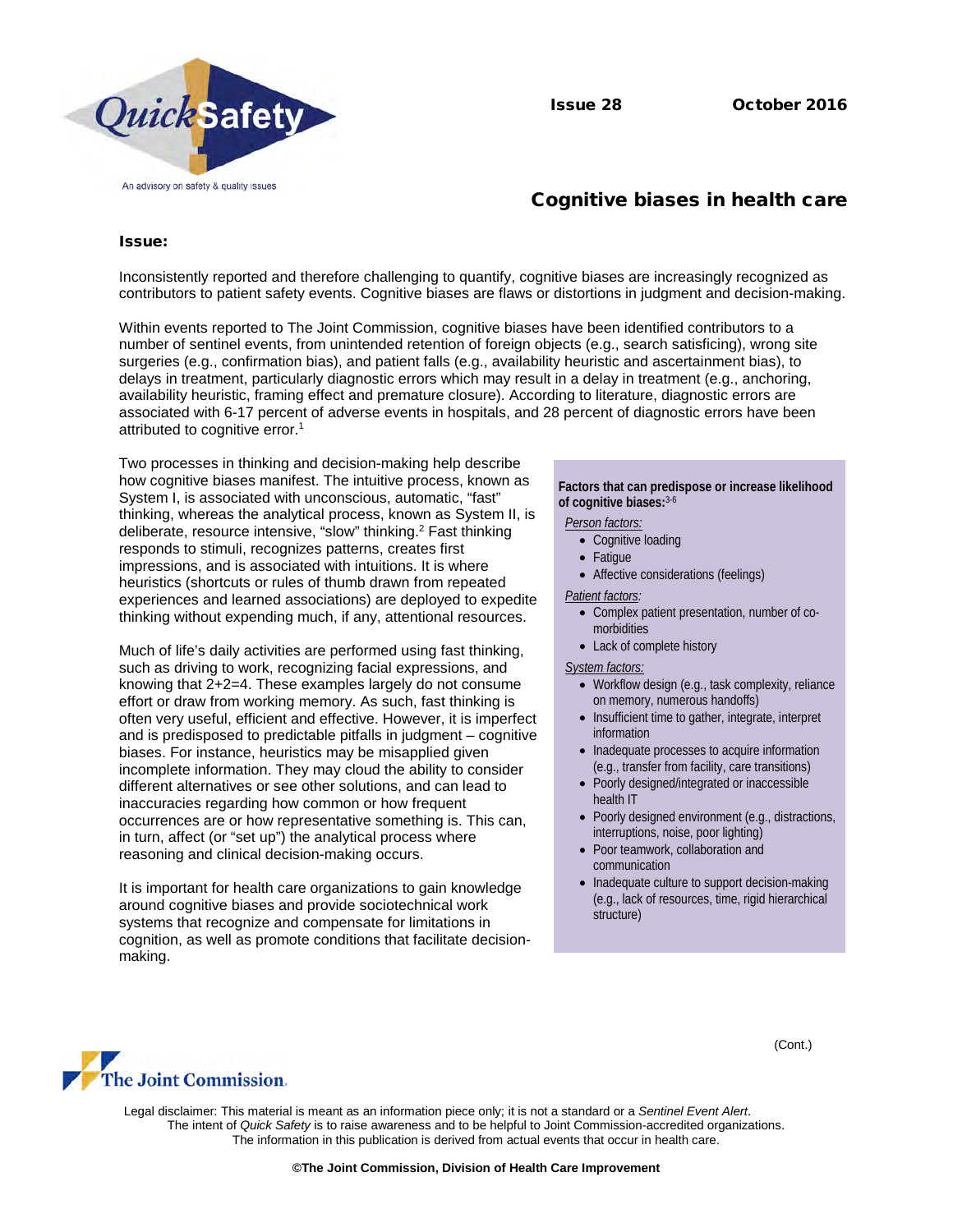Issue 28 October 2016

# Cognitive biases in health care

## Issue:

Inconsistently reported and therefore challenging to quantify, cognitive biases are increasingly recognized as contributors to patient safety events. Cognitive biases are flaws or distortions in judgment and decision-making.

Within events reported to The Joint Commission, cognitive biases have been identified contributors to a number of sentinel events, from unintended retention of foreign objects (e.g., search satisficing), wrong site surgeries (e.g., confirmation bias), and patient falls (e.g., availability heuristic and ascertainment bias), to delays in treatment, particularly diagnostic errors which may result in a delay in treatment (e.g., anchoring, availability heuristic, framing effect and premature closure). According to literature, diagnostic errors are associated with 6-17 percent of adverse events in hospitals, and 28 percent of diagnostic errors have been attributed to cognitive error.[1]

Two processes in thinking and decision-making help describe how cognitive biases manifest. The intuitive process, known as System I, is associated with unconscious, automatic, "fast" thinking, whereas the analytical process, known as System II, is deliberate, resource intensive, "slow" thinking.[2] Fast thinking responds to stimuli, recognizes patterns, creates first impressions, and is associated with intuitions. It is where heuristics (shortcuts or rules of thumb drawn from repeated experiences and learned associations) are deployed to expedite thinking without expending much, if any, attentional resources.

Much of life's daily activities are performed using fast thinking, such as driving to work, recognizing facial expressions, and knowing that 2+2=4. These examples largely do not consume effort or draw from working memory. As such, fast thinking is often very useful, efficient and effective. However, it is imperfect and is predisposed to predictable pitfalls in judgment – cognitive biases. For instance, heuristics may be misapplied given incomplete information. They may cloud the ability to consider different alternatives or see other solutions, and can lead to inaccuracies regarding how common or how frequent occurrences are or how representative something is. This can, in turn, affect (or "set up") the analytical process where reasoning and clinical decision-making occurs.

It is important for health care organizations to gain knowledge around cognitive biases and provide sociotechnical work systems that recognize and compensate for limitations in cognition, as well as promote conditions that facilitate decision-making.

**Factors that can predispose or increase likelihood of cognitive biases:**[3-6]

*Person factors:*

- Cognitive loading
- Fatigue
- Affective considerations (feelings)

*Patient factors:*

- Complex patient presentation, number of co-morbidities
- Lack of complete history

*System factors:*

- Workflow design (e.g., task complexity, reliance on memory, numerous handoffs)
- Insufficient time to gather, integrate, interpret information
- Inadequate processes to acquire information (e.g., transfer from facility, care transitions)
- Poorly designed/integrated or inaccessible health IT
- Poorly designed environment (e.g., distractions, interruptions, noise, poor lighting)
- Poor teamwork, collaboration and communication
- Inadequate culture to support decision-making (e.g., lack of resources, time, rigid hierarchical structure)

(Cont.)

Legal disclaimer: This material is meant as an information piece only; it is not a standard or a *Sentinel Event Alert*. The intent of *Quick Safety* is to raise awareness and to be helpful to Joint Commission-accredited organizations. The information in this publication is derived from actual events that occur in health care.

**©The Joint Commission, Division of Health Care Improvement**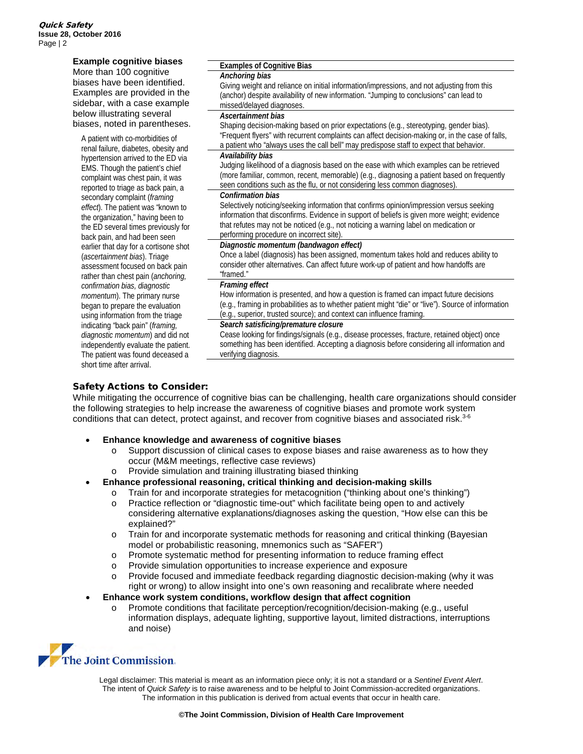### Example cognitive biases

More than 100 cognitive biases have been identified. Examples are provided in the sidebar, with a case example below illustrating several biases, noted in parentheses.

A patient with co-morbidities of renal failure, diabetes, obesity and hypertension arrived to the ED via EMS. Though the patient's chief complaint was chest pain, it was reported to triage as back pain, a secondary complaint (*framing effect*). The patient was "known to the organization," having been to the ED several times previously for back pain, and had been seen earlier that day for a cortisone shot (*ascertainment bias*). Triage assessment focused on back pain rather than chest pain (*anchoring, confirmation bias, diagnostic momentum*). The primary nurse began to prepare the evaluation using information from the triage indicating "back pain" (*framing, diagnostic momentum*) and did not independently evaluate the patient. The patient was found deceased a short time after arrival.

| Examples of Cognitive Bias |
|---|
| ***Anchoring bias***<br>Giving weight and reliance on initial information/impressions, and not adjusting from this (anchor) despite availability of new information. "Jumping to conclusions" can lead to missed/delayed diagnoses. |
| ***Ascertainment bias***<br>Shaping decision-making based on prior expectations (e.g., stereotyping, gender bias). "Frequent flyers" with recurrent complaints can affect decision-making or, in the case of falls, a patient who "always uses the call bell" may predispose staff to expect that behavior. |
| ***Availability bias***<br>Judging likelihood of a diagnosis based on the ease with which examples can be retrieved (more familiar, common, recent, memorable) (e.g., diagnosing a patient based on frequently seen conditions such as the flu, or not considering less common diagnoses). |
| ***Confirmation bias***<br>Selectively noticing/seeking information that confirms opinion/impression versus seeking information that disconfirms. Evidence in support of beliefs is given more weight; evidence that refutes may not be noticed (e.g., not noticing a warning label on medication or performing procedure on incorrect site). |
| ***Diagnostic momentum (bandwagon effect)***<br>Once a label (diagnosis) has been assigned, momentum takes hold and reduces ability to consider other alternatives. Can affect future work-up of patient and how handoffs are "framed." |
| ***Framing effect***<br>How information is presented, and how a question is framed can impact future decisions (e.g., framing in probabilities as to whether patient might "die" or "live"). Source of information (e.g., superior, trusted source); and context can influence framing. |
| ***Search satisficing/premature closure***<br>Cease looking for findings/signals (e.g., disease processes, fracture, retained object) once something has been identified. Accepting a diagnosis before considering all information and verifying diagnosis. |

## Safety Actions to Consider:

While mitigating the occurrence of cognitive bias can be challenging, health care organizations should consider the following strategies to help increase the awareness of cognitive biases and promote work system conditions that can detect, protect against, and recover from cognitive biases and associated risk.[3-6]

- **Enhance knowledge and awareness of cognitive biases**
  - Support discussion of clinical cases to expose biases and raise awareness as to how they occur (M&M meetings, reflective case reviews)
  - Provide simulation and training illustrating biased thinking
- **Enhance professional reasoning, critical thinking and decision-making skills**
  - Train for and incorporate strategies for metacognition ("thinking about one's thinking")
  - Practice reflection or "diagnostic time-out" which facilitate being open to and actively considering alternative explanations/diagnoses asking the question, "How else can this be explained?"
  - Train for and incorporate systematic methods for reasoning and critical thinking (Bayesian model or probabilistic reasoning, mnemonics such as "SAFER")
  - Promote systematic method for presenting information to reduce framing effect
  - Provide simulation opportunities to increase experience and exposure
  - Provide focused and immediate feedback regarding diagnostic decision-making (why it was right or wrong) to allow insight into one's own reasoning and recalibrate where needed
- **Enhance work system conditions, workflow design that affect cognition**
  - Promote conditions that facilitate perception/recognition/decision-making (e.g., useful information displays, adequate lighting, supportive layout, limited distractions, interruptions and noise)

Legal disclaimer: This material is meant as an information piece only; it is not a standard or a *Sentinel Event Alert*. The intent of *Quick Safety* is to raise awareness and to be helpful to Joint Commission-accredited organizations. The information in this publication is derived from actual events that occur in health care.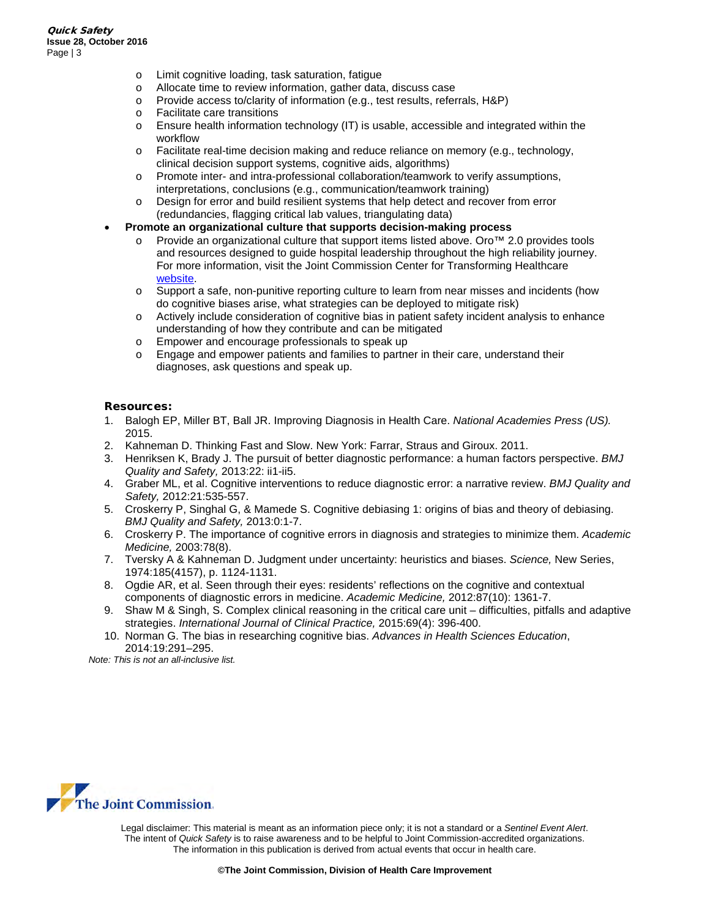- Limit cognitive loading, task saturation, fatigue
  - Allocate time to review information, gather data, discuss case
  - Provide access to/clarity of information (e.g., test results, referrals, H&P)
  - Facilitate care transitions
  - Ensure health information technology (IT) is usable, accessible and integrated within the workflow
  - Facilitate real-time decision making and reduce reliance on memory (e.g., technology, clinical decision support systems, cognitive aids, algorithms)
  - Promote inter- and intra-professional collaboration/teamwork to verify assumptions, interpretations, conclusions (e.g., communication/teamwork training)
  - Design for error and build resilient systems that help detect and recover from error (redundancies, flagging critical lab values, triangulating data)
- **Promote an organizational culture that supports decision-making process**
  - Provide an organizational culture that support items listed above. Oro™ 2.0 provides tools and resources designed to guide hospital leadership throughout the high reliability journey. For more information, visit the Joint Commission Center for Transforming Healthcare website.
  - Support a safe, non-punitive reporting culture to learn from near misses and incidents (how do cognitive biases arise, what strategies can be deployed to mitigate risk)
  - Actively include consideration of cognitive bias in patient safety incident analysis to enhance understanding of how they contribute and can be mitigated
  - Empower and encourage professionals to speak up
  - Engage and empower patients and families to partner in their care, understand their diagnoses, ask questions and speak up.

### Resources:

1. Balogh EP, Miller BT, Ball JR. Improving Diagnosis in Health Care. *National Academies Press (US).* 2015.
2. Kahneman D. Thinking Fast and Slow. New York: Farrar, Straus and Giroux. 2011.
3. Henriksen K, Brady J. The pursuit of better diagnostic performance: a human factors perspective. *BMJ Quality and Safety,* 2013:22: ii1-ii5.
4. Graber ML, et al. Cognitive interventions to reduce diagnostic error: a narrative review. *BMJ Quality and Safety,* 2012:21:535-557.
5. Croskerry P, Singhal G, & Mamede S. Cognitive debiasing 1: origins of bias and theory of debiasing. *BMJ Quality and Safety,* 2013:0:1-7.
6. Croskerry P. The importance of cognitive errors in diagnosis and strategies to minimize them. *Academic Medicine,* 2003:78(8).
7. Tversky A & Kahneman D. Judgment under uncertainty: heuristics and biases. *Science,* New Series, 1974:185(4157), p. 1124-1131.
8. Ogdie AR, et al. Seen through their eyes: residents' reflections on the cognitive and contextual components of diagnostic errors in medicine. *Academic Medicine,* 2012:87(10): 1361-7.
9. Shaw M & Singh, S. Complex clinical reasoning in the critical care unit – difficulties, pitfalls and adaptive strategies. *International Journal of Clinical Practice,* 2015:69(4): 396-400.
10. Norman G. The bias in researching cognitive bias. *Advances in Health Sciences Education*, 2014:19:291–295.

*Note: This is not an all-inclusive list.*

The Joint Commission

Legal disclaimer: This material is meant as an information piece only; it is not a standard or a *Sentinel Event Alert*. The intent of *Quick Safety* is to raise awareness and to be helpful to Joint Commission-accredited organizations. The information in this publication is derived from actual events that occur in health care.

**©The Joint Commission, Division of Health Care Improvement**